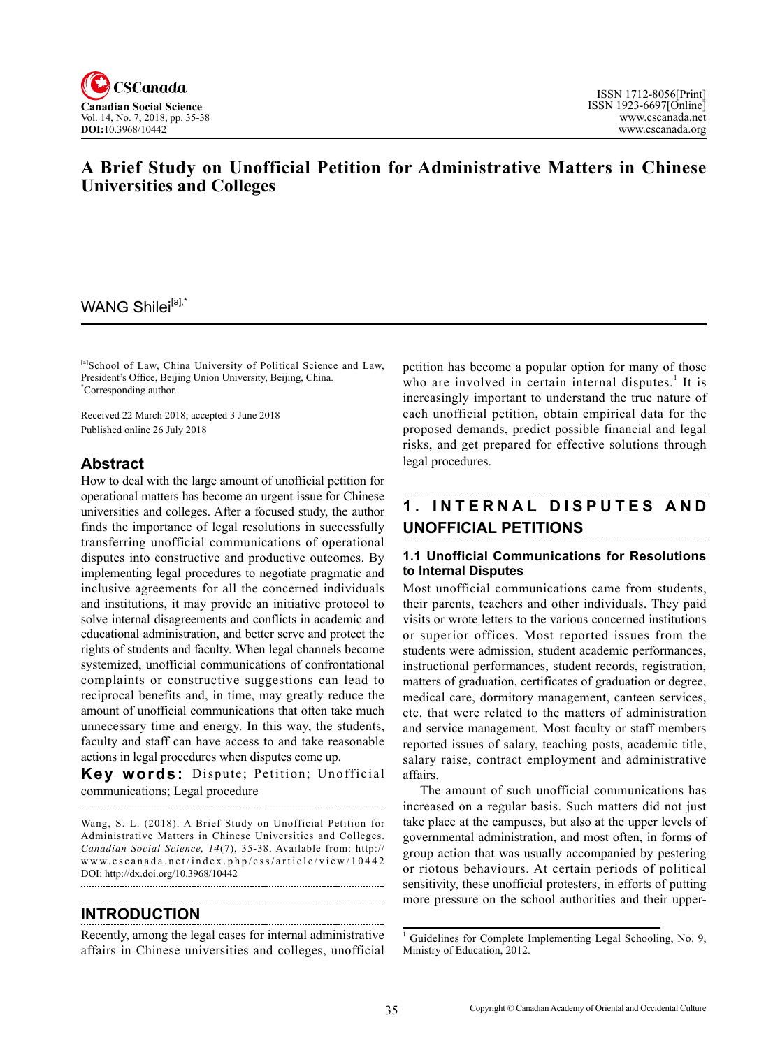# A Brief Study on Unofficial Petition for Administrative Matters in Chinese Universities and Colleges

WANG Shilei[a],*

[a]School of Law, China University of Political Science and Law, President's Office, Beijing Union University, Beijing, China.
*Corresponding author.

Received 22 March 2018; accepted 3 June 2018
Published online 26 July 2018

## Abstract

How to deal with the large amount of unofficial petition for operational matters has become an urgent issue for Chinese universities and colleges. After a focused study, the author finds the importance of legal resolutions in successfully transferring unofficial communications of operational disputes into constructive and productive outcomes. By implementing legal procedures to negotiate pragmatic and inclusive agreements for all the concerned individuals and institutions, it may provide an initiative protocol to solve internal disagreements and conflicts in academic and educational administration, and better serve and protect the rights of students and faculty. When legal channels become systemized, unofficial communications of confrontational complaints or constructive suggestions can lead to reciprocal benefits and, in time, may greatly reduce the amount of unofficial communications that often take much unnecessary time and energy. In this way, the students, faculty and staff can have access to and take reasonable actions in legal procedures when disputes come up.

**Key words:** Dispute; Petition; Unofficial communications; Legal procedure

Wang, S. L. (2018). A Brief Study on Unofficial Petition for Administrative Matters in Chinese Universities and Colleges. *Canadian Social Science, 14*(7), 35-38. Available from: http://www.cscanada.net/index.php/css/article/view/10442
DOI: http://dx.doi.org/10.3968/10442

## INTRODUCTION

Recently, among the legal cases for internal administrative affairs in Chinese universities and colleges, unofficial petition has become a popular option for many of those who are involved in certain internal disputes.[1] It is increasingly important to understand the true nature of each unofficial petition, obtain empirical data for the proposed demands, predict possible financial and legal risks, and get prepared for effective solutions through legal procedures.

## 1. INTERNAL DISPUTES AND UNOFFICIAL PETITIONS

### 1.1 Unofficial Communications for Resolutions to Internal Disputes

Most unofficial communications came from students, their parents, teachers and other individuals. They paid visits or wrote letters to the various concerned institutions or superior offices. Most reported issues from the students were admission, student academic performances, instructional performances, student records, registration, matters of graduation, certificates of graduation or degree, medical care, dormitory management, canteen services, etc. that were related to the matters of administration and service management. Most faculty or staff members reported issues of salary, teaching posts, academic title, salary raise, contract employment and administrative affairs.

The amount of such unofficial communications has increased on a regular basis. Such matters did not just take place at the campuses, but also at the upper levels of governmental administration, and most often, in forms of group action that was usually accompanied by pestering or riotous behaviours. At certain periods of political sensitivity, these unofficial protesters, in efforts of putting more pressure on the school authorities and their upper-

[1] Guidelines for Complete Implementing Legal Schooling, No. 9, Ministry of Education, 2012.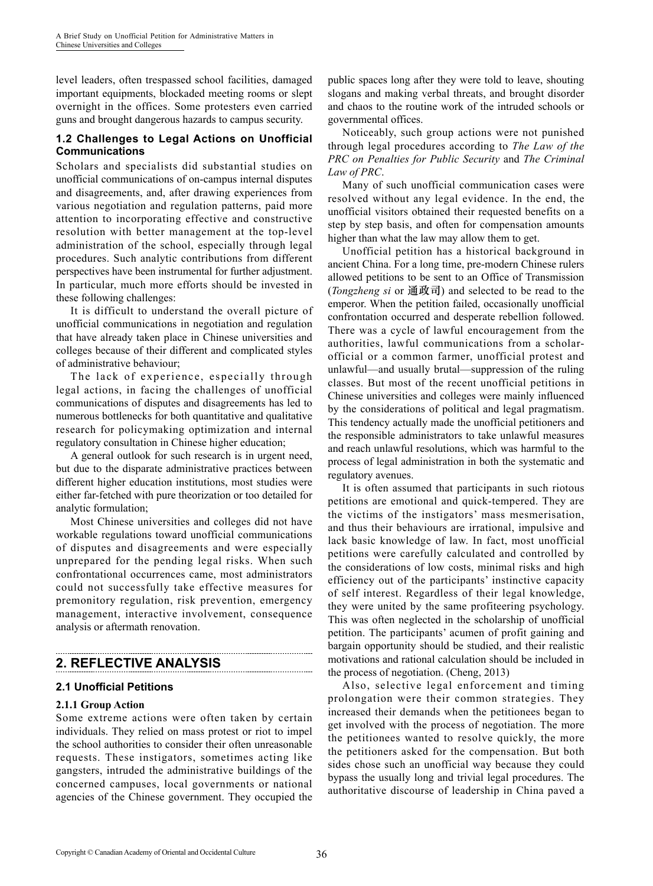level leaders, often trespassed school facilities, damaged important equipments, blockaded meeting rooms or slept overnight in the offices. Some protesters even carried guns and brought dangerous hazards to campus security.

### 1.2 Challenges to Legal Actions on Unofficial Communications

Scholars and specialists did substantial studies on unofficial communications of on-campus internal disputes and disagreements, and, after drawing experiences from various negotiation and regulation patterns, paid more attention to incorporating effective and constructive resolution with better management at the top-level administration of the school, especially through legal procedures. Such analytic contributions from different perspectives have been instrumental for further adjustment. In particular, much more efforts should be invested in these following challenges:

It is difficult to understand the overall picture of unofficial communications in negotiation and regulation that have already taken place in Chinese universities and colleges because of their different and complicated styles of administrative behaviour;

The lack of experience, especially through legal actions, in facing the challenges of unofficial communications of disputes and disagreements has led to numerous bottlenecks for both quantitative and qualitative research for policymaking optimization and internal regulatory consultation in Chinese higher education;

A general outlook for such research is in urgent need, but due to the disparate administrative practices between different higher education institutions, most studies were either far-fetched with pure theorization or too detailed for analytic formulation;

Most Chinese universities and colleges did not have workable regulations toward unofficial communications of disputes and disagreements and were especially unprepared for the pending legal risks. When such confrontational occurrences came, most administrators could not successfully take effective measures for premonitory regulation, risk prevention, emergency management, interactive involvement, consequence analysis or aftermath renovation.

## 2. REFLECTIVE ANALYSIS

### 2.1 Unofficial Petitions

#### 2.1.1 Group Action

Some extreme actions were often taken by certain individuals. They relied on mass protest or riot to impel the school authorities to consider their often unreasonable requests. These instigators, sometimes acting like gangsters, intruded the administrative buildings of the concerned campuses, local governments or national agencies of the Chinese government. They occupied the public spaces long after they were told to leave, shouting slogans and making verbal threats, and brought disorder and chaos to the routine work of the intruded schools or governmental offices.

Noticeably, such group actions were not punished through legal procedures according to *The Law of the PRC on Penalties for Public Security* and *The Criminal Law of PRC*.

Many of such unofficial communication cases were resolved without any legal evidence. In the end, the unofficial visitors obtained their requested benefits on a step by step basis, and often for compensation amounts higher than what the law may allow them to get.

Unofficial petition has a historical background in ancient China. For a long time, pre-modern Chinese rulers allowed petitions to be sent to an Office of Transmission (*Tongzheng si* or 通政司) and selected to be read to the emperor. When the petition failed, occasionally unofficial confrontation occurred and desperate rebellion followed. There was a cycle of lawful encouragement from the authorities, lawful communications from a scholar-official or a common farmer, unofficial protest and unlawful—and usually brutal—suppression of the ruling classes. But most of the recent unofficial petitions in Chinese universities and colleges were mainly influenced by the considerations of political and legal pragmatism. This tendency actually made the unofficial petitioners and the responsible administrators to take unlawful measures and reach unlawful resolutions, which was harmful to the process of legal administration in both the systematic and regulatory avenues.

It is often assumed that participants in such riotous petitions are emotional and quick-tempered. They are the victims of the instigators' mass mesmerisation, and thus their behaviours are irrational, impulsive and lack basic knowledge of law. In fact, most unofficial petitions were carefully calculated and controlled by the considerations of low costs, minimal risks and high efficiency out of the participants' instinctive capacity of self interest. Regardless of their legal knowledge, they were united by the same profiteering psychology. This was often neglected in the scholarship of unofficial petition. The participants' acumen of profit gaining and bargain opportunity should be studied, and their realistic motivations and rational calculation should be included in the process of negotiation. (Cheng, 2013)

Also, selective legal enforcement and timing prolongation were their common strategies. They increased their demands when the petitionees began to get involved with the process of negotiation. The more the petitionees wanted to resolve quickly, the more the petitioners asked for the compensation. But both sides chose such an unofficial way because they could bypass the usually long and trivial legal procedures. The authoritative discourse of leadership in China paved a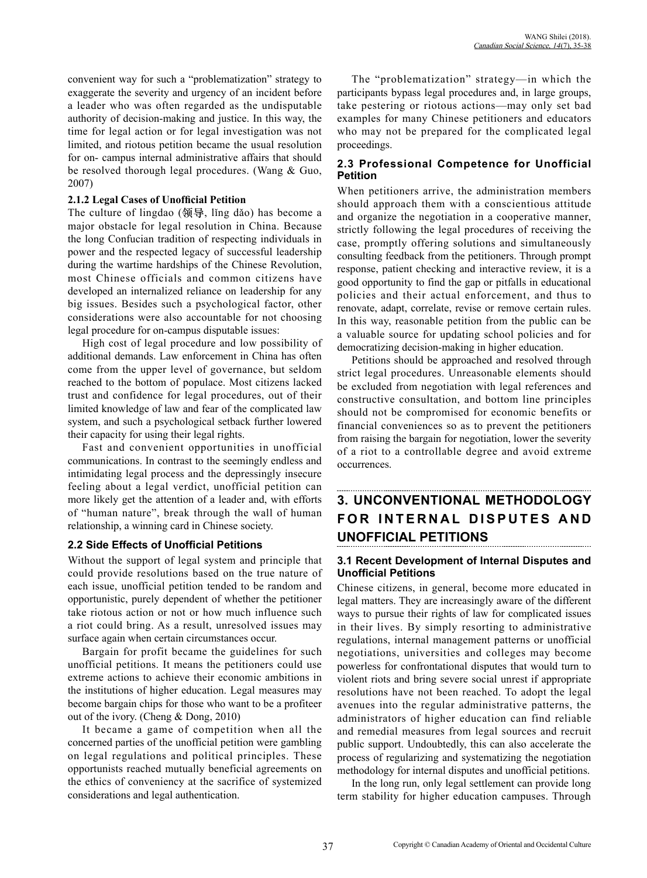convenient way for such a "problematization" strategy to exaggerate the severity and urgency of an incident before a leader who was often regarded as the undisputable authority of decision-making and justice. In this way, the time for legal action or for legal investigation was not limited, and riotous petition became the usual resolution for on- campus internal administrative affairs that should be resolved thorough legal procedures. (Wang & Guo, 2007)

#### 2.1.2 Legal Cases of Unofficial Petition

The culture of lingdao (领导, lǐng dǎo) has become a major obstacle for legal resolution in China. Because the long Confucian tradition of respecting individuals in power and the respected legacy of successful leadership during the wartime hardships of the Chinese Revolution, most Chinese officials and common citizens have developed an internalized reliance on leadership for any big issues. Besides such a psychological factor, other considerations were also accountable for not choosing legal procedure for on-campus disputable issues:

High cost of legal procedure and low possibility of additional demands. Law enforcement in China has often come from the upper level of governance, but seldom reached to the bottom of populace. Most citizens lacked trust and confidence for legal procedures, out of their limited knowledge of law and fear of the complicated law system, and such a psychological setback further lowered their capacity for using their legal rights.

Fast and convenient opportunities in unofficial communications. In contrast to the seemingly endless and intimidating legal process and the depressingly insecure feeling about a legal verdict, unofficial petition can more likely get the attention of a leader and, with efforts of "human nature", break through the wall of human relationship, a winning card in Chinese society.

### 2.2 Side Effects of Unofficial Petitions

Without the support of legal system and principle that could provide resolutions based on the true nature of each issue, unofficial petition tended to be random and opportunistic, purely dependent of whether the petitioner take riotous action or not or how much influence such a riot could bring. As a result, unresolved issues may surface again when certain circumstances occur.

Bargain for profit became the guidelines for such unofficial petitions. It means the petitioners could use extreme actions to achieve their economic ambitions in the institutions of higher education. Legal measures may become bargain chips for those who want to be a profiteer out of the ivory. (Cheng & Dong, 2010)

It became a game of competition when all the concerned parties of the unofficial petition were gambling on legal regulations and political principles. These opportunists reached mutually beneficial agreements on the ethics of conveniency at the sacrifice of systemized considerations and legal authentication.

The "problematization" strategy—in which the participants bypass legal procedures and, in large groups, take pestering or riotous actions—may only set bad examples for many Chinese petitioners and educators who may not be prepared for the complicated legal proceedings.

### 2.3 Professional Competence for Unofficial Petition

When petitioners arrive, the administration members should approach them with a conscientious attitude and organize the negotiation in a cooperative manner, strictly following the legal procedures of receiving the case, promptly offering solutions and simultaneously consulting feedback from the petitioners. Through prompt response, patient checking and interactive review, it is a good opportunity to find the gap or pitfalls in educational policies and their actual enforcement, and thus to renovate, adapt, correlate, revise or remove certain rules. In this way, reasonable petition from the public can be a valuable source for updating school policies and for democratizing decision-making in higher education.

Petitions should be approached and resolved through strict legal procedures. Unreasonable elements should be excluded from negotiation with legal references and constructive consultation, and bottom line principles should not be compromised for economic benefits or financial conveniences so as to prevent the petitioners from raising the bargain for negotiation, lower the severity of a riot to a controllable degree and avoid extreme occurrences.

## 3. UNCONVENTIONAL METHODOLOGY FOR INTERNAL DISPUTES AND UNOFFICIAL PETITIONS

### 3.1 Recent Development of Internal Disputes and Unofficial Petitions

Chinese citizens, in general, become more educated in legal matters. They are increasingly aware of the different ways to pursue their rights of law for complicated issues in their lives. By simply resorting to administrative regulations, internal management patterns or unofficial negotiations, universities and colleges may become powerless for confrontational disputes that would turn to violent riots and bring severe social unrest if appropriate resolutions have not been reached. To adopt the legal avenues into the regular administrative patterns, the administrators of higher education can find reliable and remedial measures from legal sources and recruit public support. Undoubtedly, this can also accelerate the process of regularizing and systematizing the negotiation methodology for internal disputes and unofficial petitions.

In the long run, only legal settlement can provide long term stability for higher education campuses. Through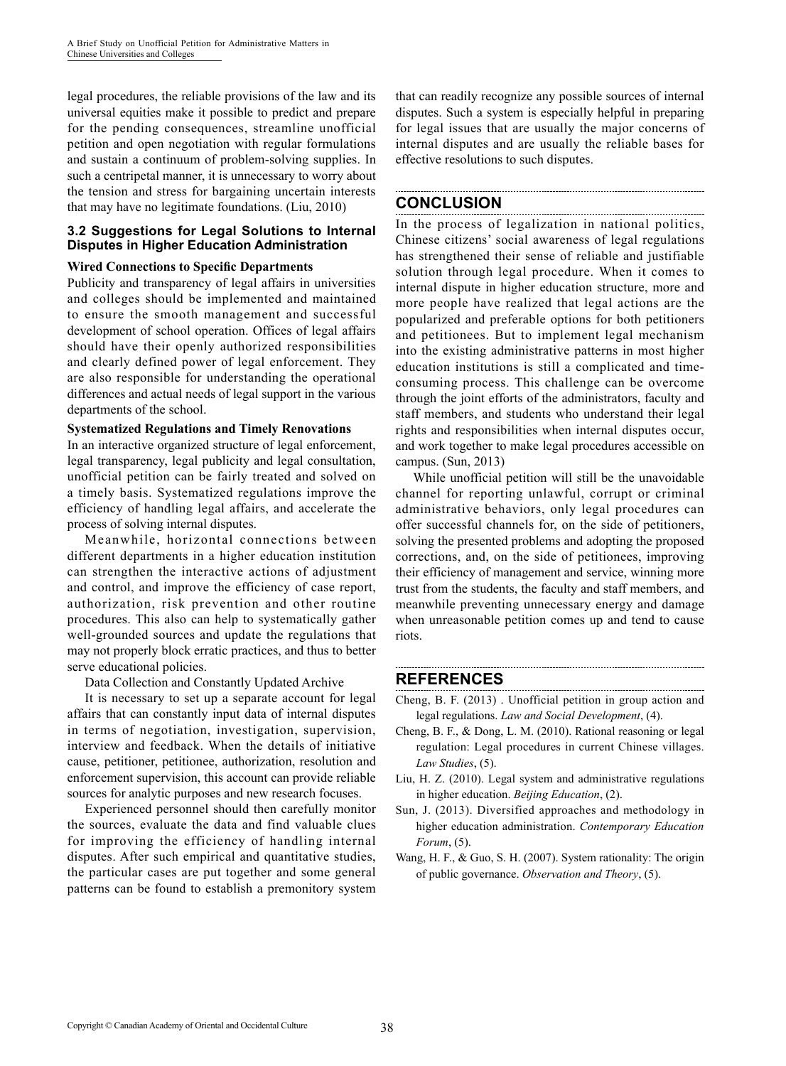legal procedures, the reliable provisions of the law and its universal equities make it possible to predict and prepare for the pending consequences, streamline unofficial petition and open negotiation with regular formulations and sustain a continuum of problem-solving supplies. In such a centripetal manner, it is unnecessary to worry about the tension and stress for bargaining uncertain interests that may have no legitimate foundations. (Liu, 2010)

### 3.2 Suggestions for Legal Solutions to Internal Disputes in Higher Education Administration

**Wired Connections to Specific Departments**

Publicity and transparency of legal affairs in universities and colleges should be implemented and maintained to ensure the smooth management and successful development of school operation. Offices of legal affairs should have their openly authorized responsibilities and clearly defined power of legal enforcement. They are also responsible for understanding the operational differences and actual needs of legal support in the various departments of the school.

**Systematized Regulations and Timely Renovations**

In an interactive organized structure of legal enforcement, legal transparency, legal publicity and legal consultation, unofficial petition can be fairly treated and solved on a timely basis. Systematized regulations improve the efficiency of handling legal affairs, and accelerate the process of solving internal disputes.

Meanwhile, horizontal connections between different departments in a higher education institution can strengthen the interactive actions of adjustment and control, and improve the efficiency of case report, authorization, risk prevention and other routine procedures. This also can help to systematically gather well-grounded sources and update the regulations that may not properly block erratic practices, and thus to better serve educational policies.

Data Collection and Constantly Updated Archive

It is necessary to set up a separate account for legal affairs that can constantly input data of internal disputes in terms of negotiation, investigation, supervision, interview and feedback. When the details of initiative cause, petitioner, petitionee, authorization, resolution and enforcement supervision, this account can provide reliable sources for analytic purposes and new research focuses.

Experienced personnel should then carefully monitor the sources, evaluate the data and find valuable clues for improving the efficiency of handling internal disputes. After such empirical and quantitative studies, the particular cases are put together and some general patterns can be found to establish a premonitory system that can readily recognize any possible sources of internal disputes. Such a system is especially helpful in preparing for legal issues that are usually the major concerns of internal disputes and are usually the reliable bases for effective resolutions to such disputes.

## CONCLUSION

In the process of legalization in national politics, Chinese citizens' social awareness of legal regulations has strengthened their sense of reliable and justifiable solution through legal procedure. When it comes to internal dispute in higher education structure, more and more people have realized that legal actions are the popularized and preferable options for both petitioners and petitionees. But to implement legal mechanism into the existing administrative patterns in most higher education institutions is still a complicated and time-consuming process. This challenge can be overcome through the joint efforts of the administrators, faculty and staff members, and students who understand their legal rights and responsibilities when internal disputes occur, and work together to make legal procedures accessible on campus. (Sun, 2013)

While unofficial petition will still be the unavoidable channel for reporting unlawful, corrupt or criminal administrative behaviors, only legal procedures can offer successful channels for, on the side of petitioners, solving the presented problems and adopting the proposed corrections, and, on the side of petitionees, improving their efficiency of management and service, winning more trust from the students, the faculty and staff members, and meanwhile preventing unnecessary energy and damage when unreasonable petition comes up and tend to cause riots.

## REFERENCES

Cheng, B. F. (2013) . Unofficial petition in group action and legal regulations. *Law and Social Development*, (4).

Cheng, B. F., & Dong, L. M. (2010). Rational reasoning or legal regulation: Legal procedures in current Chinese villages. *Law Studies*, (5).

Liu, H. Z. (2010). Legal system and administrative regulations in higher education. *Beijing Education*, (2).

Sun, J. (2013). Diversified approaches and methodology in higher education administration. *Contemporary Education Forum*, (5).

Wang, H. F., & Guo, S. H. (2007). System rationality: The origin of public governance. *Observation and Theory*, (5).